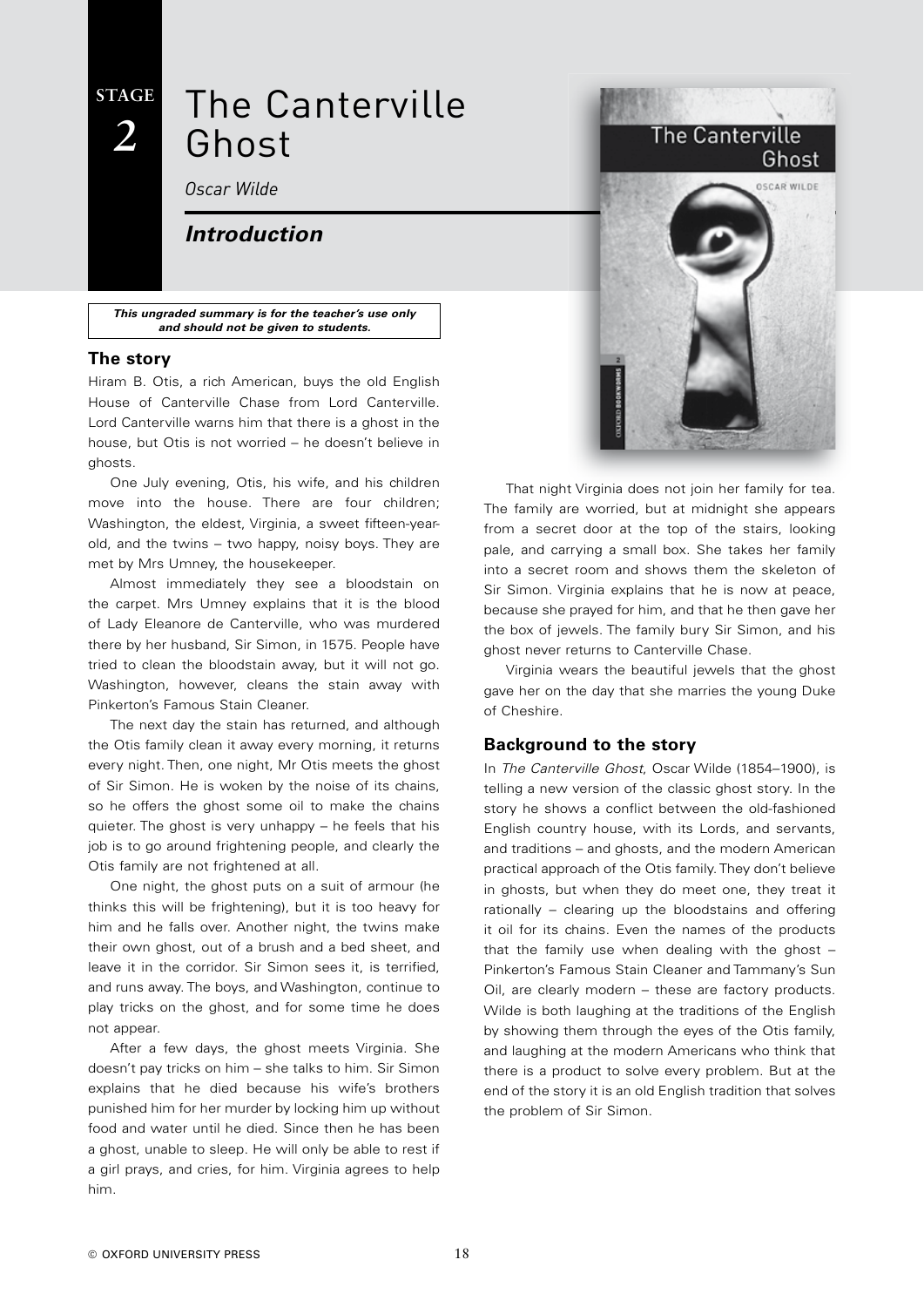STAGE 2

# The Canterville Ghost

*Oscar Wilde*

## *Introduction*

***This ungraded summary is for the teacher's use only and should not be given to students.***

### The story

Hiram B. Otis, a rich American, buys the old English House of Canterville Chase from Lord Canterville. Lord Canterville warns him that there is a ghost in the house, but Otis is not worried – he doesn't believe in ghosts.

One July evening, Otis, his wife, and his children move into the house. There are four children; Washington, the eldest, Virginia, a sweet fifteen-year-old, and the twins – two happy, noisy boys. They are met by Mrs Umney, the housekeeper.

Almost immediately they see a bloodstain on the carpet. Mrs Umney explains that it is the blood of Lady Eleanore de Canterville, who was murdered there by her husband, Sir Simon, in 1575. People have tried to clean the bloodstain away, but it will not go. Washington, however, cleans the stain away with Pinkerton's Famous Stain Cleaner.

The next day the stain has returned, and although the Otis family clean it away every morning, it returns every night. Then, one night, Mr Otis meets the ghost of Sir Simon. He is woken by the noise of its chains, so he offers the ghost some oil to make the chains quieter. The ghost is very unhappy – he feels that his job is to go around frightening people, and clearly the Otis family are not frightened at all.

One night, the ghost puts on a suit of armour (he thinks this will be frightening), but it is too heavy for him and he falls over. Another night, the twins make their own ghost, out of a brush and a bed sheet, and leave it in the corridor. Sir Simon sees it, is terrified, and runs away. The boys, and Washington, continue to play tricks on the ghost, and for some time he does not appear.

After a few days, the ghost meets Virginia. She doesn't pay tricks on him – she talks to him. Sir Simon explains that he died because his wife's brothers punished him for her murder by locking him up without food and water until he died. Since then he has been a ghost, unable to sleep. He will only be able to rest if a girl prays, and cries, for him. Virginia agrees to help him.

That night Virginia does not join her family for tea. The family are worried, but at midnight she appears from a secret door at the top of the stairs, looking pale, and carrying a small box. She takes her family into a secret room and shows them the skeleton of Sir Simon. Virginia explains that he is now at peace, because she prayed for him, and that he then gave her the box of jewels. The family bury Sir Simon, and his ghost never returns to Canterville Chase.

Virginia wears the beautiful jewels that the ghost gave her on the day that she marries the young Duke of Cheshire.

### Background to the story

In *The Canterville Ghost*, Oscar Wilde (1854–1900), is telling a new version of the classic ghost story. In the story he shows a conflict between the old-fashioned English country house, with its Lords, and servants, and traditions – and ghosts, and the modern American practical approach of the Otis family. They don't believe in ghosts, but when they do meet one, they treat it rationally – clearing up the bloodstains and offering it oil for its chains. Even the names of the products that the family use when dealing with the ghost – Pinkerton's Famous Stain Cleaner and Tammany's Sun Oil, are clearly modern – these are factory products. Wilde is both laughing at the traditions of the English by showing them through the eyes of the Otis family, and laughing at the modern Americans who think that there is a product to solve every problem. But at the end of the story it is an old English tradition that solves the problem of Sir Simon.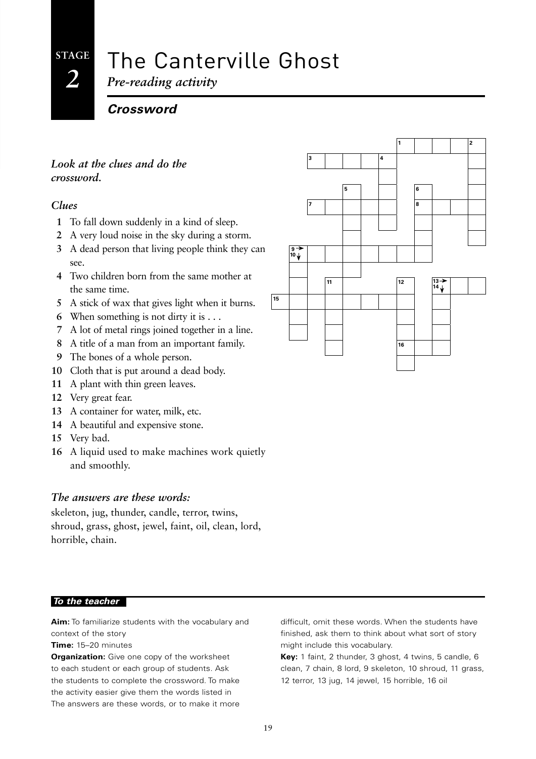# The Canterville Ghost

**STAGE 2**

*Pre-reading activity*

## *Crossword*

*Look at the clues and do the crossword.*

### *Clues*

1. To fall down suddenly in a kind of sleep.
2. A very loud noise in the sky during a storm.
3. A dead person that living people think they can see.
4. Two children born from the same mother at the same time.
5. A stick of wax that gives light when it burns.
6. When something is not dirty it is . . .
7. A lot of metal rings joined together in a line.
8. A title of a man from an important family.
9. The bones of a whole person.
10. Cloth that is put around a dead body.
11. A plant with thin green leaves.
12. Very great fear.
13. A container for water, milk, etc.
14. A beautiful and expensive stone.
15. Very bad.
16. A liquid used to make machines work quietly and smoothly.

### *The answers are these words:*

skeleton, jug, thunder, candle, terror, twins, shroud, grass, ghost, jewel, faint, oil, clean, lord, horrible, chain.

***To the teacher***

**Aim:** To familiarize students with the vocabulary and context of the story

**Time:** 15–20 minutes

**Organization:** Give one copy of the worksheet to each student or each group of students. Ask the students to complete the crossword. To make the activity easier give them the words listed in The answers are these words, or to make it more difficult, omit these words. When the students have finished, ask them to think about what sort of story might include this vocabulary.

**Key:** 1 faint, 2 thunder, 3 ghost, 4 twins, 5 candle, 6 clean, 7 chain, 8 lord, 9 skeleton, 10 shroud, 11 grass, 12 terror, 13 jug, 14 jewel, 15 horrible, 16 oil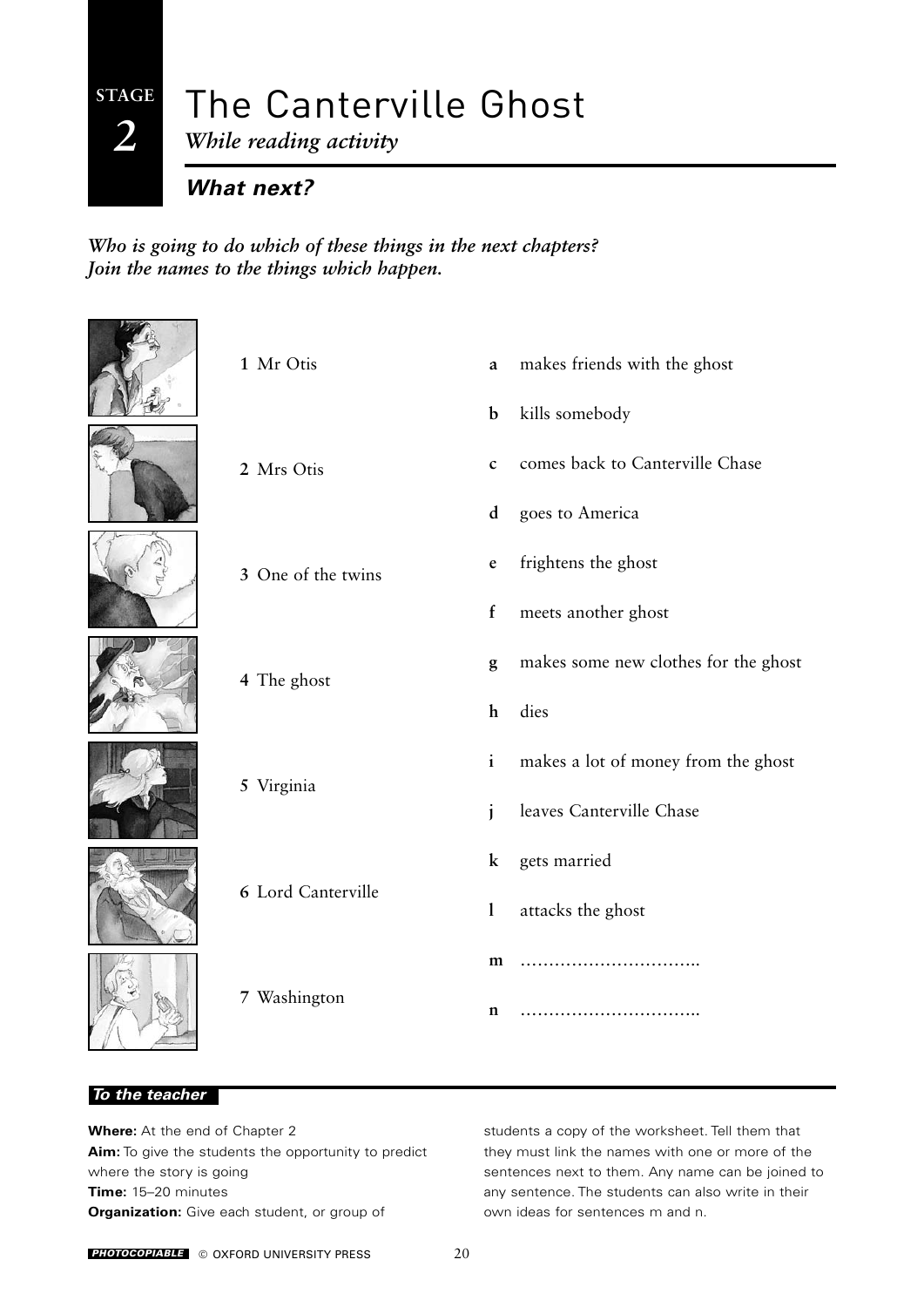STAGE 2

# The Canterville Ghost

*While reading activity*

## *What next?*

***Who is going to do which of these things in the next chapters? Join the names to the things which happen.***

**1** Mr Otis

**2** Mrs Otis

**3** One of the twins

**4** The ghost

**5** Virginia

**6** Lord Canterville

**7** Washington

**a** makes friends with the ghost

**b** kills somebody

**c** comes back to Canterville Chase

**d** goes to America

**e** frightens the ghost

**f** meets another ghost

**g** makes some new clothes for the ghost

**h** dies

**i** makes a lot of money from the ghost

**j** leaves Canterville Chase

**k** gets married

**l** attacks the ghost

**m** …………………………..

**n** …………………………..

***To the teacher***

**Where:** At the end of Chapter 2

**Aim:** To give the students the opportunity to predict where the story is going

**Time:** 15–20 minutes

**Organization:** Give each student, or group of students a copy of the worksheet. Tell them that they must link the names with one or more of the sentences next to them. Any name can be joined to any sentence. The students can also write in their own ideas for sentences m and n.

*PHOTOCOPIABLE* © OXFORD UNIVERSITY PRESS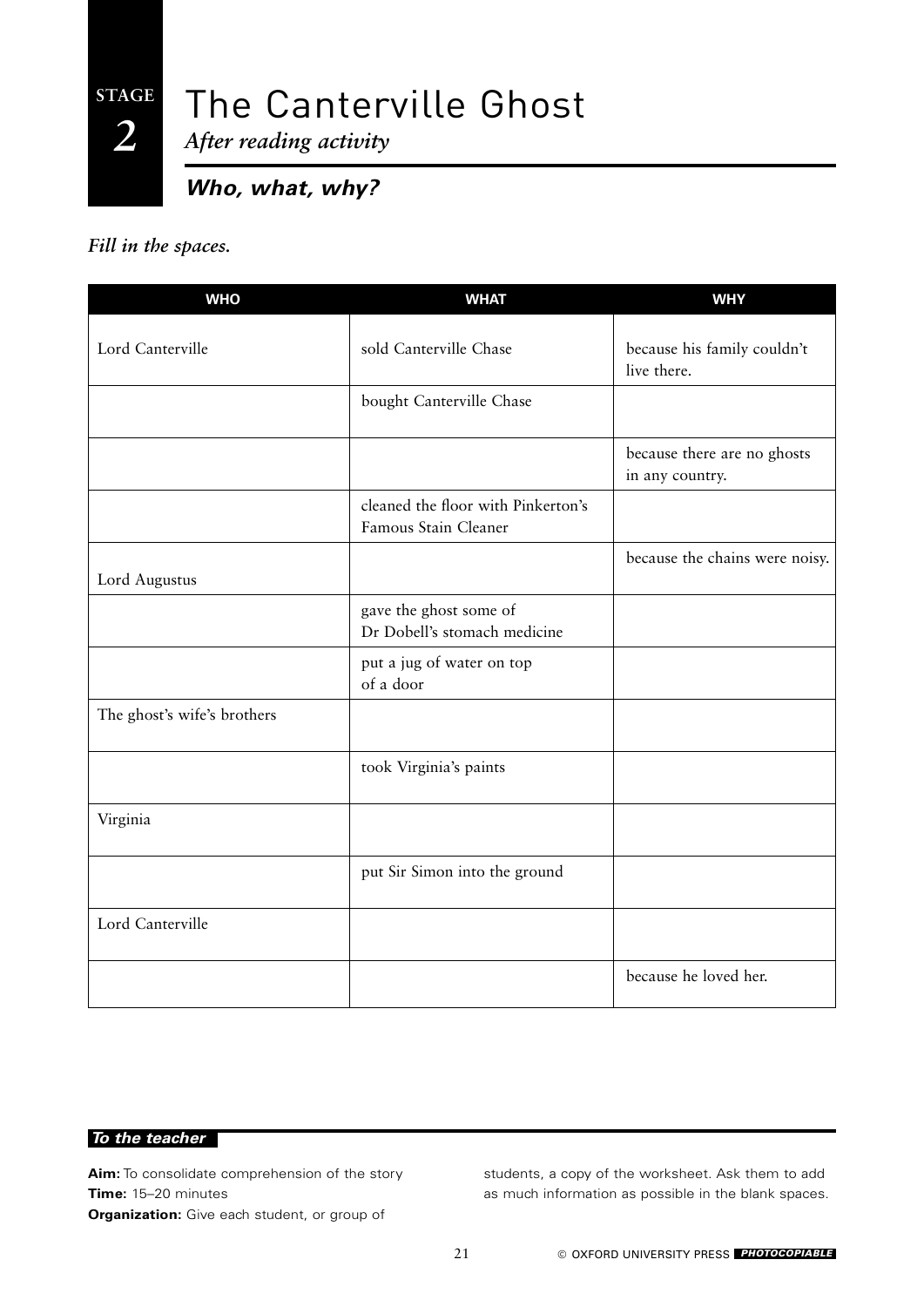STAGE 2

# The Canterville Ghost

*After reading activity*

## *Who, what, why?*

*Fill in the spaces.*

| WHO | WHAT | WHY |
|---|---|---|
| Lord Canterville | sold Canterville Chase | because his family couldn't live there. |
| | bought Canterville Chase | |
| | | because there are no ghosts in any country. |
| | cleaned the floor with Pinkerton's Famous Stain Cleaner | |
| Lord Augustus | | because the chains were noisy. |
| | gave the ghost some of Dr Dobell's stomach medicine | |
| | put a jug of water on top of a door | |
| The ghost's wife's brothers | | |
| | took Virginia's paints | |
| Virginia | | |
| | put Sir Simon into the ground | |
| Lord Canterville | | |
| | | because he loved her. |

***To the teacher***

**Aim:** To consolidate comprehension of the story
**Time:** 15–20 minutes
**Organization:** Give each student, or group of students, a copy of the worksheet. Ask them to add as much information as possible in the blank spaces.

© OXFORD UNIVERSITY PRESS ***PHOTOCOPIABLE***